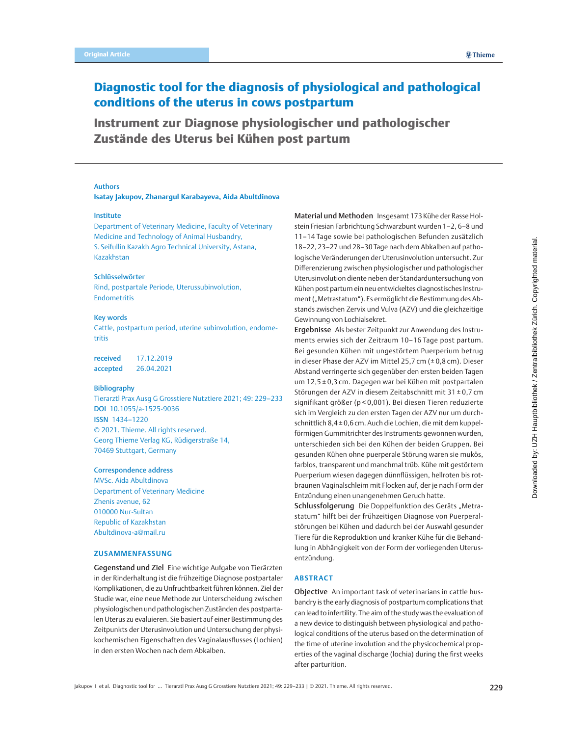Original Article

# Diagnostic tool for the diagnosis of physiological and pathological conditions of the uterus in cows postpartum

## Instrument zur Diagnose physiologischer und pathologischer Zustände des Uterus bei Kühen post partum

**Authors**

**Isatay Jakupov, Zhanargul Karabayeva, Aida Abultdinova**

**Institute**

Department of Veterinary Medicine, Faculty of Veterinary Medicine and Technology of Animal Husbandry, S. Seifullin Kazakh Agro Technical University, Astana, Kazakhstan

**Schlüsselwörter**

Rind, postpartale Periode, Uterussubinvolution, Endometritis

**Key words**

Cattle, postpartum period, uterine subinvolution, endometritis

**received** 17.12.2019
**accepted** 26.04.2021

**Bibliography**

Tierarztl Prax Ausg G Grosstiere Nutztiere 2021; 49: 229–233
**DOI** 10.1055/a-1525-9036
**ISSN** 1434–1220
© 2021. Thieme. All rights reserved.
Georg Thieme Verlag KG, Rüdigerstraße 14, 70469 Stuttgart, Germany

**Correspondence address**

MVSc. Aida Abultdinova
Department of Veterinary Medicine
Zhenis avenue, 62
010000 Nur-Sultan
Republic of Kazakhstan
Abultdinova-a@mail.ru

### ZUSAMMENFASSUNG

**Gegenstand und Ziel** Eine wichtige Aufgabe von Tierärzten in der Rinderhaltung ist die frühzeitige Diagnose postpartaler Komplikationen, die zu Unfruchtbarkeit führen können. Ziel der Studie war, eine neue Methode zur Unterscheidung zwischen physiologischen und pathologischen Zuständen des postpartalen Uterus zu evaluieren. Sie basiert auf einer Bestimmung des Zeitpunkts der Uterusinvolution und Untersuchung der physikochemischen Eigenschaften des Vaginalausflusses (Lochien) in den ersten Wochen nach dem Abkalben.

**Material und Methoden** Insgesamt 173 Kühe der Rasse Holstein Friesian Farbrichtung Schwarzbunt wurden 1–2, 6–8 und 11–14 Tage sowie bei pathologischen Befunden zusätzlich 18–22, 23–27 und 28–30 Tage nach dem Abkalben auf pathologische Veränderungen der Uterusinvolution untersucht. Zur Differenzierung zwischen physiologischer und pathologischer Uterusinvolution diente neben der Standarduntersuchung von Kühen post partum ein neu entwickeltes diagnostisches Instrument („Metrastatum"). Es ermöglicht die Bestimmung des Abstands zwischen Zervix und Vulva (AZV) und die gleichzeitige Gewinnung von Lochialsekret.

**Ergebnisse** Als bester Zeitpunkt zur Anwendung des Instruments erwies sich der Zeitraum 10–16 Tage post partum. Bei gesunden Kühen mit ungestörtem Puerperium betrug in dieser Phase der AZV im Mittel 25,7 cm (± 0,8 cm). Dieser Abstand verringerte sich gegenüber den ersten beiden Tagen um 12,5 ± 0,3 cm. Dagegen war bei Kühen mit postpartalen Störungen der AZV in diesem Zeitabschnitt mit 31 ± 0,7 cm signifikant größer ($p < 0,001$). Bei diesen Tieren reduzierte sich im Vergleich zu den ersten Tagen der AZV nur um durchschnittlich 8,4 ± 0,6 cm. Auch die Lochien, die mit dem kuppelförmigen Gummitrichter des Instruments gewonnen wurden, unterschieden sich bei den Kühen der beiden Gruppen. Bei gesunden Kühen ohne puerperale Störung waren sie mukös, farblos, transparent und manchmal trüb. Kühe mit gestörtem Puerperium wiesen dagegen dünnflüssigen, hellroten bis rotbraunen Vaginalschleim mit Flocken auf, der je nach Form der Entzündung einen unangenehmen Geruch hatte.

**Schlussfolgerung** Die Doppelfunktion des Geräts „Metrastatum" hilft bei der frühzeitigen Diagnose von Puerperalstörungen bei Kühen und dadurch bei der Auswahl gesunder Tiere für die Reproduktion und kranker Kühe für die Behandlung in Abhängigkeit von der Form der vorliegenden Uterusentzündung.

### ABSTRACT

**Objective** An important task of veterinarians in cattle husbandry is the early diagnosis of postpartum complications that can lead to infertility. The aim of the study was the evaluation of a new device to distinguish between physiological and pathological conditions of the uterus based on the determination of the time of uterine involution and the physicochemical properties of the vaginal discharge (lochia) during the first weeks after parturition.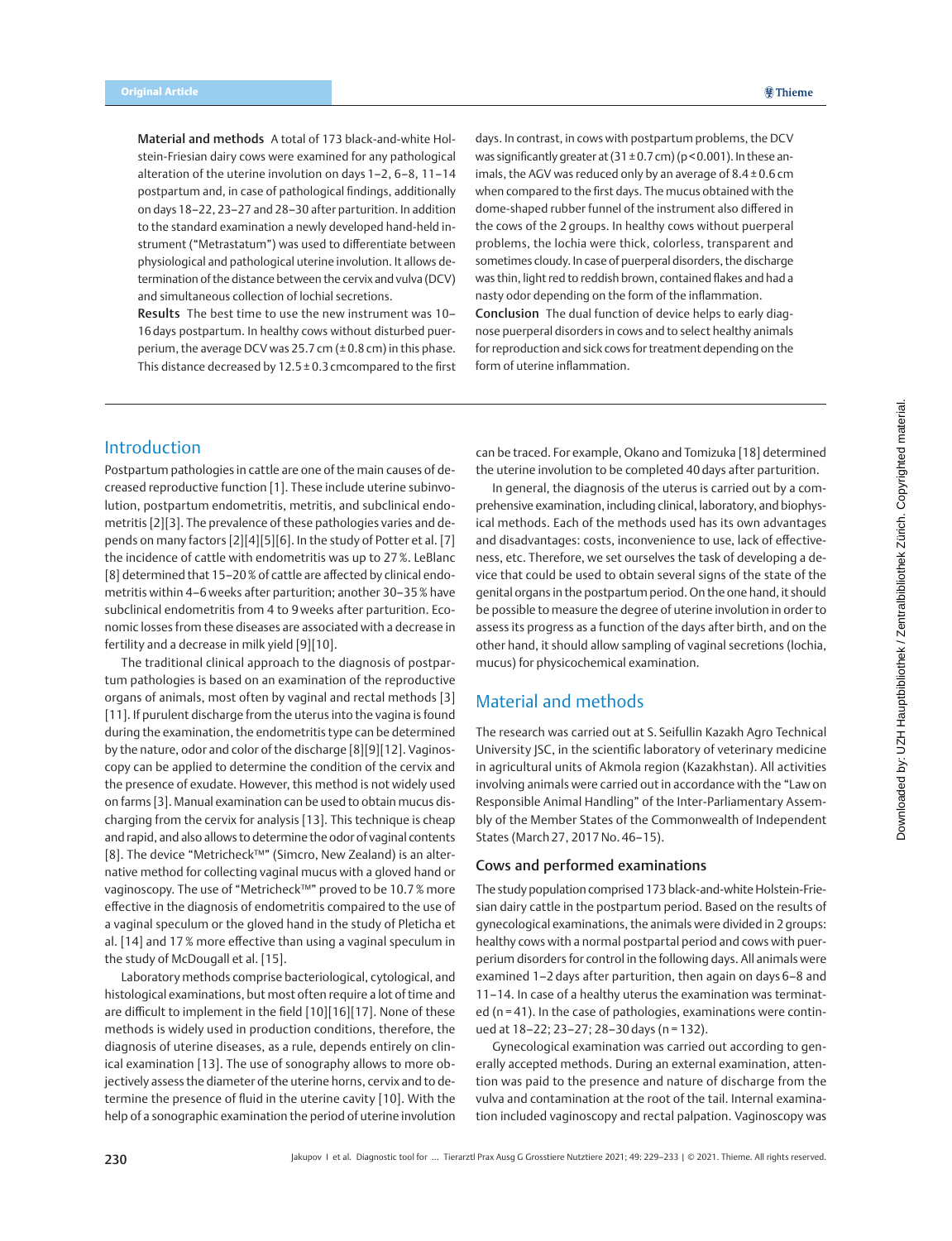**Material and methods** A total of 173 black-and-white Holstein-Friesian dairy cows were examined for any pathological alteration of the uterine involution on days 1–2, 6–8, 11–14 postpartum and, in case of pathological findings, additionally on days 18–22, 23–27 and 28–30 after parturition. In addition to the standard examination a newly developed hand-held instrument ("Metrastatum") was used to differentiate between physiological and pathological uterine involution. It allows determination of the distance between the cervix and vulva (DCV) and simultaneous collection of lochial secretions.

**Results** The best time to use the new instrument was 10–16 days postpartum. In healthy cows without disturbed puerperium, the average DCV was 25.7 cm (± 0.8 cm) in this phase. This distance decreased by 12.5 ± 0.3 cmcompared to the first days. In contrast, in cows with postpartum problems, the DCV was significantly greater at (31 ± 0.7 cm) ($p < 0.001$). In these animals, the AGV was reduced only by an average of 8.4 ± 0.6 cm when compared to the first days. The mucus obtained with the dome-shaped rubber funnel of the instrument also differed in the cows of the 2 groups. In healthy cows without puerperal problems, the lochia were thick, colorless, transparent and sometimes cloudy. In case of puerperal disorders, the discharge was thin, light red to reddish brown, contained flakes and had a nasty odor depending on the form of the inflammation.

**Conclusion** The dual function of device helps to early diagnose puerperal disorders in cows and to select healthy animals for reproduction and sick cows for treatment depending on the form of uterine inflammation.

## Introduction

Postpartum pathologies in cattle are one of the main causes of decreased reproductive function [1]. These include uterine subinvolution, postpartum endometritis, metritis, and subclinical endometritis [2][3]. The prevalence of these pathologies varies and depends on many factors [2][4][5][6]. In the study of Potter et al. [7] the incidence of cattle with endometritis was up to 27 %. LeBlanc [8] determined that 15–20 % of cattle are affected by clinical endometritis within 4–6 weeks after parturition; another 30–35 % have subclinical endometritis from 4 to 9 weeks after parturition. Economic losses from these diseases are associated with a decrease in fertility and a decrease in milk yield [9][10].

The traditional clinical approach to the diagnosis of postpartum pathologies is based on an examination of the reproductive organs of animals, most often by vaginal and rectal methods [3][11]. If purulent discharge from the uterus into the vagina is found during the examination, the endometritis type can be determined by the nature, odor and color of the discharge [8][9][12]. Vaginoscopy can be applied to determine the condition of the cervix and the presence of exudate. However, this method is not widely used on farms [3]. Manual examination can be used to obtain mucus discharging from the cervix for analysis [13]. This technique is cheap and rapid, and also allows to determine the odor of vaginal contents [8]. The device "Metricheck™" (Simcro, New Zealand) is an alternative method for collecting vaginal mucus with a gloved hand or vaginoscopy. The use of "Metricheck™" proved to be 10.7 % more effective in the diagnosis of endometritis compaired to the use of a vaginal speculum or the gloved hand in the study of Pleticha et al. [14] and 17 % more effective than using a vaginal speculum in the study of McDougall et al. [15].

Laboratory methods comprise bacteriological, cytological, and histological examinations, but most often require a lot of time and are difficult to implement in the field [10][16][17]. None of these methods is widely used in production conditions, therefore, the diagnosis of uterine diseases, as a rule, depends entirely on clinical examination [13]. The use of sonography allows to more objectively assess the diameter of the uterine horns, cervix and to determine the presence of fluid in the uterine cavity [10]. With the help of a sonographic examination the period of uterine involution can be traced. For example, Okano and Tomizuka [18] determined the uterine involution to be completed 40 days after parturition.

In general, the diagnosis of the uterus is carried out by a comprehensive examination, including clinical, laboratory, and biophysical methods. Each of the methods used has its own advantages and disadvantages: costs, inconvenience to use, lack of effectiveness, etc. Therefore, we set ourselves the task of developing a device that could be used to obtain several signs of the state of the genital organs in the postpartum period. On the one hand, it should be possible to measure the degree of uterine involution in order to assess its progress as a function of the days after birth, and on the other hand, it should allow sampling of vaginal secretions (lochia, mucus) for physicochemical examination.

## Material and methods

The research was carried out at S. Seifullin Kazakh Agro Technical University JSC, in the scientific laboratory of veterinary medicine in agricultural units of Akmola region (Kazakhstan). All activities involving animals were carried out in accordance with the "Law on Responsible Animal Handling" of the Inter-Parliamentary Assembly of the Member States of the Commonwealth of Independent States (March 27, 2017 No. 46–15).

### Cows and performed examinations

The study population comprised 173 black-and-white Holstein-Friesian dairy cattle in the postpartum period. Based on the results of gynecological examinations, the animals were divided in 2 groups: healthy cows with a normal postpartal period and cows with puerperium disorders for control in the following days. All animals were examined 1–2 days after parturition, then again on days 6–8 and 11–14. In case of a healthy uterus the examination was terminated (n = 41). In the case of pathologies, examinations were continued at 18–22; 23–27; 28–30 days (n = 132).

Gynecological examination was carried out according to generally accepted methods. During an external examination, attention was paid to the presence and nature of discharge from the vulva and contamination at the root of the tail. Internal examination included vaginoscopy and rectal palpation. Vaginoscopy was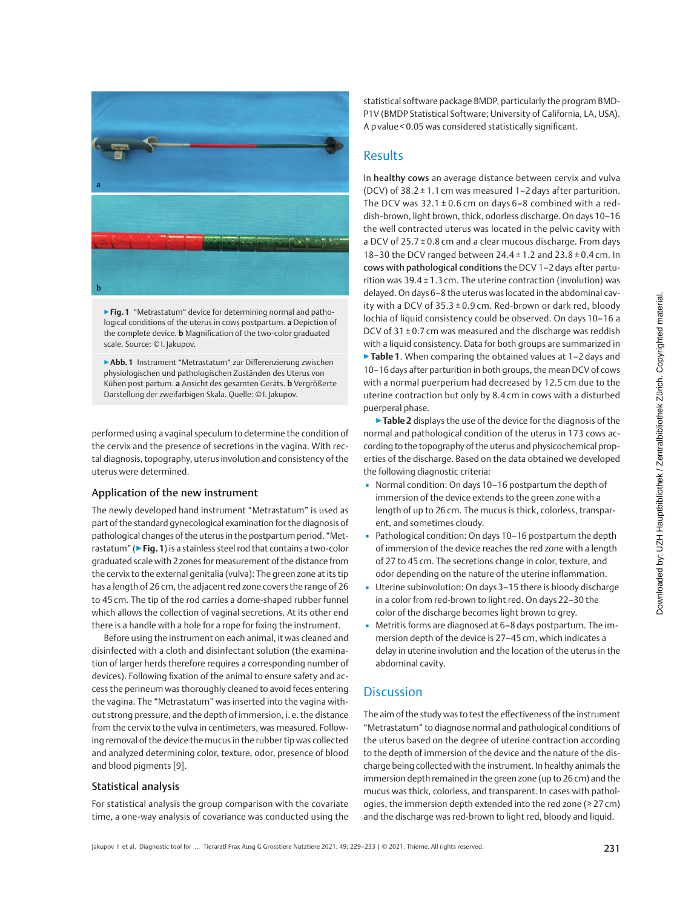▶ **Fig. 1** "Metrastatum" device for determining normal and pathological conditions of the uterus in cows postpartum. **a** Depiction of the complete device. **b** Magnification of the two-color graduated scale. Source: © I. Jakupov.

▶ **Abb. 1** Instrument "Metrastatum" zur Differenzierung zwischen physiologischen und pathologischen Zuständen des Uterus von Kühen post partum. **a** Ansicht des gesamten Geräts. **b** Vergrößerte Darstellung der zweifarbigen Skala. Quelle: © I. Jakupov.

performed using a vaginal speculum to determine the condition of the cervix and the presence of secretions in the vagina. With rectal diagnosis, topography, uterus involution and consistency of the uterus were determined.

### Application of the new instrument

The newly developed hand instrument "Metrastatum" is used as part of the standard gynecological examination for the diagnosis of pathological changes of the uterus in the postpartum period. "Metrastatum" (▶ **Fig. 1**) is a stainless steel rod that contains a two-color graduated scale with 2 zones for measurement of the distance from the cervix to the external genitalia (vulva): The green zone at its tip has a length of 26 cm, the adjacent red zone covers the range of 26 to 45 cm. The tip of the rod carries a dome-shaped rubber funnel which allows the collection of vaginal secretions. At its other end there is a handle with a hole for a rope for fixing the instrument.

Before using the instrument on each animal, it was cleaned and disinfected with a cloth and disinfectant solution (the examination of larger herds therefore requires a corresponding number of devices). Following fixation of the animal to ensure safety and access the perineum was thoroughly cleaned to avoid feces entering the vagina. The "Metrastatum" was inserted into the vagina without strong pressure, and the depth of immersion, i. e. the distance from the cervix to the vulva in centimeters, was measured. Following removal of the device the mucus in the rubber tip was collected and analyzed determining color, texture, odor, presence of blood and blood pigments [9].

### Statistical analysis

For statistical analysis the group comparison with the covariate time, a one-way analysis of covariance was conducted using the statistical software package BMDP, particularly the program BMDP1V (BMDP Statistical Software; University of California, LA, USA). A p value < 0.05 was considered statistically significant.

## Results

In **healthy cows** an average distance between cervix and vulva (DCV) of 38.2 ± 1.1 cm was measured 1–2 days after parturition. The DCV was 32.1 ± 0.6 cm on days 6–8 combined with a reddish-brown, light brown, thick, odorless discharge. On days 10–16 the well contracted uterus was located in the pelvic cavity with a DCV of 25.7 ± 0.8 cm and a clear mucous discharge. From days 18–30 the DCV ranged between 24.4 ± 1.2 and 23.8 ± 0.4 cm. In **cows with pathological conditions** the DCV 1–2 days after parturition was 39.4 ± 1.3 cm. The uterine contraction (involution) was delayed. On days 6–8 the uterus was located in the abdominal cavity with a DCV of 35.3 ± 0.9 cm. Red-brown or dark red, bloody lochia of liquid consistency could be observed. On days 10–16 a DCV of 31 ± 0.7 cm was measured and the discharge was reddish with a liquid consistency. Data for both groups are summarized in ▶ **Table 1**. When comparing the obtained values at 1–2 days and 10–16 days after parturition in both groups, the mean DCV of cows with a normal puerperium had decreased by 12.5 cm due to the uterine contraction but only by 8.4 cm in cows with a disturbed puerperal phase.

▶ **Table 2** displays the use of the device for the diagnosis of the normal and pathological condition of the uterus in 173 cows according to the topography of the uterus and physicochemical properties of the discharge. Based on the data obtained we developed the following diagnostic criteria:

- Normal condition: On days 10–16 postpartum the depth of immersion of the device extends to the green zone with a length of up to 26 cm. The mucus is thick, colorless, transparent, and sometimes cloudy.
- Pathological condition: On days 10–16 postpartum the depth of immersion of the device reaches the red zone with a length of 27 to 45 cm. The secretions change in color, texture, and odor depending on the nature of the uterine inflammation.
- Uterine subinvolution: On days 3–15 there is bloody discharge in a color from red-brown to light red. On days 22–30 the color of the discharge becomes light brown to grey.
- Metritis forms are diagnosed at 6–8 days postpartum. The immersion depth of the device is 27–45 cm, which indicates a delay in uterine involution and the location of the uterus in the abdominal cavity.

## Discussion

The aim of the study was to test the effectiveness of the instrument "Metrastatum" to diagnose normal and pathological conditions of the uterus based on the degree of uterine contraction according to the depth of immersion of the device and the nature of the discharge being collected with the instrument. In healthy animals the immersion depth remained in the green zone (up to 26 cm) and the mucus was thick, colorless, and transparent. In cases with pathologies, the immersion depth extended into the red zone (≥ 27 cm) and the discharge was red-brown to light red, bloody and liquid.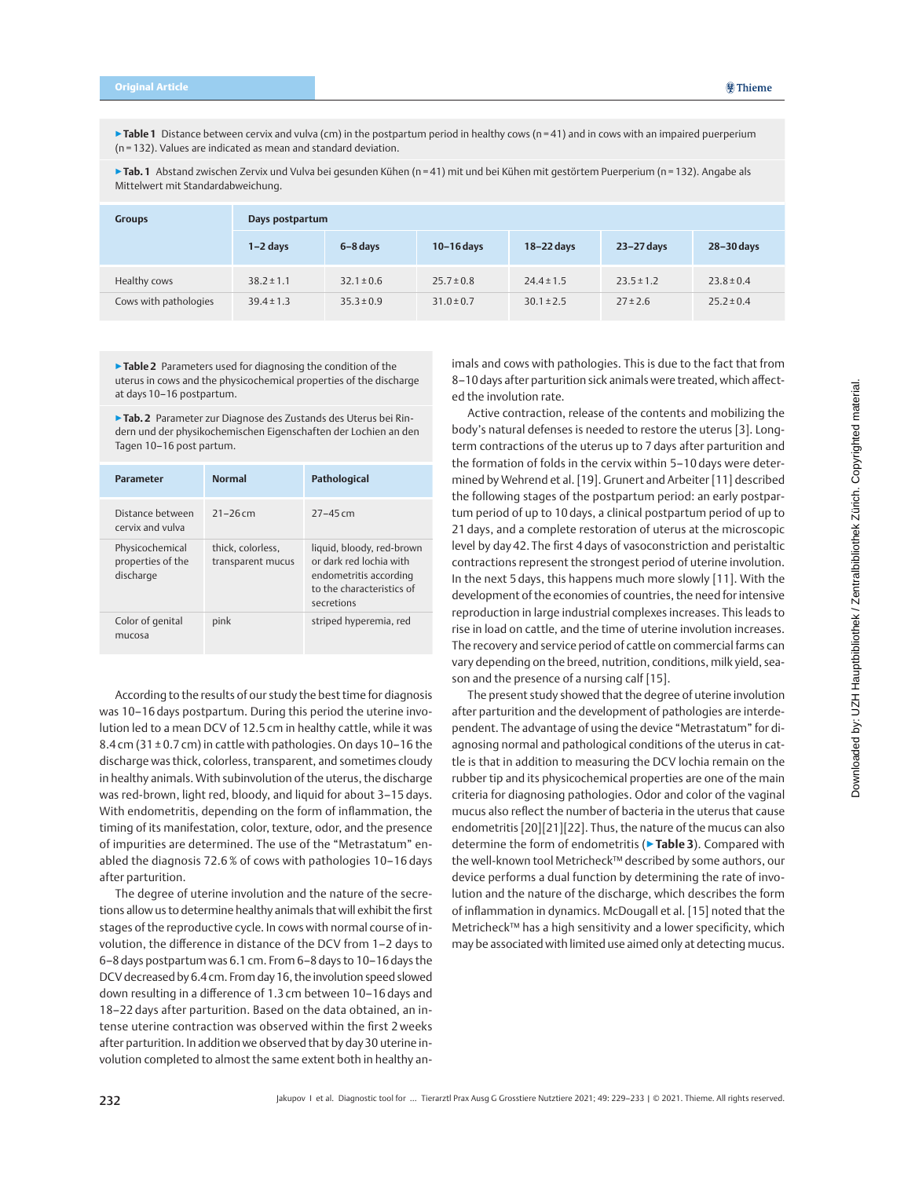▶**Table 1** Distance between cervix and vulva (cm) in the postpartum period in healthy cows (n = 41) and in cows with an impaired puerperium (n = 132). Values are indicated as mean and standard deviation.

▶**Tab. 1** Abstand zwischen Zervix und Vulva bei gesunden Kühen (n = 41) mit und bei Kühen mit gestörtem Puerperium (n = 132). Angabe als Mittelwert mit Standardabweichung.

| Groups | Days postpartum | | | | | |
|---|---|---|---|---|---|---|
| | 1–2 days | 6–8 days | 10–16 days | 18–22 days | 23–27 days | 28–30 days |
| Healthy cows | 38.2 ± 1.1 | 32.1 ± 0.6 | 25.7 ± 0.8 | 24.4 ± 1.5 | 23.5 ± 1.2 | 23.8 ± 0.4 |
| Cows with pathologies | 39.4 ± 1.3 | 35.3 ± 0.9 | 31.0 ± 0.7 | 30.1 ± 2.5 | 27 ± 2.6 | 25.2 ± 0.4 |

▶**Table 2** Parameters used for diagnosing the condition of the uterus in cows and the physicochemical properties of the discharge at days 10–16 postpartum.

▶**Tab. 2** Parameter zur Diagnose des Zustands des Uterus bei Rindern und der physikochemischen Eigenschaften der Lochien an den Tagen 10–16 post partum.

| Parameter | Normal | Pathological |
|---|---|---|
| Distance between cervix and vulva | 21–26 cm | 27–45 cm |
| Physicochemical properties of the discharge | thick, colorless, transparent mucus | liquid, bloody, red-brown or dark red lochia with endometritis according to the characteristics of secretions |
| Color of genital mucosa | pink | striped hyperemia, red |

According to the results of our study the best time for diagnosis was 10–16 days postpartum. During this period the uterine involution led to a mean DCV of 12.5 cm in healthy cattle, while it was 8.4 cm (31 ± 0.7 cm) in cattle with pathologies. On days 10–16 the discharge was thick, colorless, transparent, and sometimes cloudy in healthy animals. With subinvolution of the uterus, the discharge was red-brown, light red, bloody, and liquid for about 3–15 days. With endometritis, depending on the form of inflammation, the timing of its manifestation, color, texture, odor, and the presence of impurities are determined. The use of the "Metrastatum" enabled the diagnosis 72.6 % of cows with pathologies 10–16 days after parturition.

The degree of uterine involution and the nature of the secretions allow us to determine healthy animals that will exhibit the first stages of the reproductive cycle. In cows with normal course of involution, the difference in distance of the DCV from 1–2 days to 6–8 days postpartum was 6.1 cm. From 6–8 days to 10–16 days the DCV decreased by 6.4 cm. From day 16, the involution speed slowed down resulting in a difference of 1.3 cm between 10–16 days and 18–22 days after parturition. Based on the data obtained, an intense uterine contraction was observed within the first 2 weeks after parturition. In addition we observed that by day 30 uterine involution completed to almost the same extent both in healthy animals and cows with pathologies. This is due to the fact that from 8–10 days after partition sick animals were treated, which affected the involution rate.

Active contraction, release of the contents and mobilizing the body's natural defenses is needed to restore the uterus [3]. Long-term contractions of the uterus up to 7 days after parturition and the formation of folds in the cervix within 5–10 days were determined by Wehrend et al. [19]. Grunert and Arbeiter [11] described the following stages of the postpartum period: an early postpartum period of up to 10 days, a clinical postpartum period of up to 21 days, and a complete restoration of uterus at the microscopic level by day 42. The first 4 days of vasoconstriction and peristaltic contractions represent the strongest period of uterine involution. In the next 5 days, this happens much more slowly [11]. With the development of the economies of countries, the need for intensive reproduction in large industrial complexes increases. This leads to rise in load on cattle, and the time of uterine involution increases. The recovery and service period of cattle on commercial farms can vary depending on the breed, nutrition, conditions, milk yield, season and the presence of a nursing calf [15].

The present study showed that the degree of uterine involution after parturition and the development of pathologies are interdependent. The advantage of using the device "Metrastatum" for diagnosing normal and pathological conditions of the uterus in cattle is that in addition to measuring the DCV lochia remain on the rubber tip and its physicochemical properties are one of the main criteria for diagnosing pathologies. Odor and color of the vaginal mucus also reflect the number of bacteria in the uterus that cause endometritis [20][21][22]. Thus, the nature of the mucus can also determine the form of endometritis (▶**Table 3**). Compared with the well-known tool Metricheck™ described by some authors, our device performs a dual function by determining the rate of involution and the nature of the discharge, which describes the form of inflammation in dynamics. McDougall et al. [15] noted that the Metricheck™ has a high sensitivity and a lower specificity, which may be associated with limited use aimed only at detecting mucus.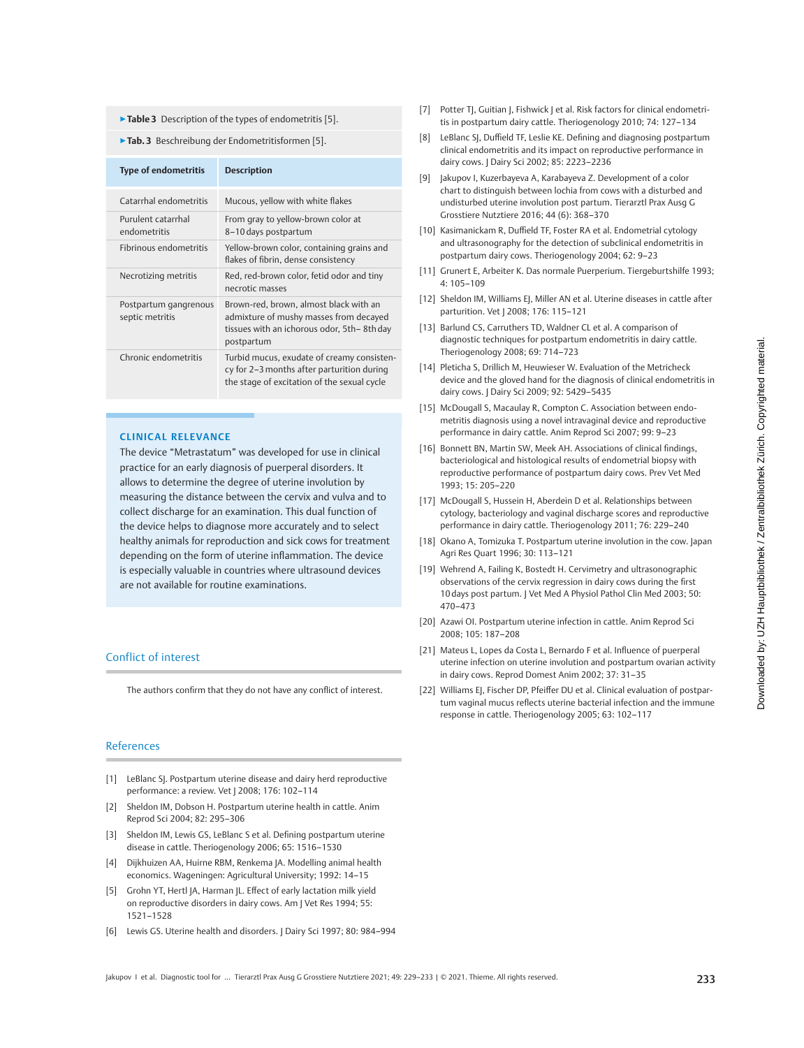▶**Table 3** Description of the types of endometritis [5].

▶**Tab. 3** Beschreibung der Endometritisformen [5].

| Type of endometritis | Description |
|---|---|
| Catarrhal endometritis | Mucous, yellow with white flakes |
| Purulent catarrhal endometritis | From gray to yellow-brown color at 8–10 days postpartum |
| Fibrinous endometritis | Yellow-brown color, containing grains and flakes of fibrin, dense consistency |
| Necrotizing metritis | Red, red-brown color, fetid odor and tiny necrotic masses |
| Postpartum gangrenous septic metritis | Brown-red, brown, almost black with an admixture of mushy masses from decayed tissues with an ichorous odor, 5th– 8th day postpartum |
| Chronic endometritis | Turbid mucus, exudate of creamy consistency for 2–3 months after parturition during the stage of excitation of the sexual cycle |

**CLINICAL RELEVANCE**

The device "Metrastatum" was developed for use in clinical practice for an early diagnosis of puerperal disorders. It allows to determine the degree of uterine involution by measuring the distance between the cervix and vulva and to collect discharge for an examination. This dual function of the device helps to diagnose more accurately and to select healthy animals for reproduction and sick cows for treatment depending on the form of uterine inflammation. The device is especially valuable in countries where ultrasound devices are not available for routine examinations.

## Conflict of interest

The authors confirm that they do not have any conflict of interest.

## References

[1] LeBlanc SJ. Postpartum uterine disease and dairy herd reproductive performance: a review. Vet J 2008; 176: 102–114

[2] Sheldon IM, Dobson H. Postpartum uterine health in cattle. Anim Reprod Sci 2004; 82: 295–306

[3] Sheldon IM, Lewis GS, LeBlanc S et al. Defining postpartum uterine disease in cattle. Theriogenology 2006; 65: 1516–1530

[4] Dijkhuizen AA, Huirne RBM, Renkema JA. Modelling animal health economics. Wageningen: Agricultural University; 1992: 14–15

[5] Grohn YT, Hertl JA, Harman JL. Effect of early lactation milk yield on reproductive disorders in dairy cows. Am J Vet Res 1994; 55: 1521–1528

[6] Lewis GS. Uterine health and disorders. J Dairy Sci 1997; 80: 984–994

[7] Potter TJ, Guitian J, Fishwick J et al. Risk factors for clinical endometritis in postpartum dairy cattle. Theriogenology 2010; 74: 127–134

[8] LeBlanc SJ, Duffield TF, Leslie KE. Defining and diagnosing postpartum clinical endometritis and its impact on reproductive performance in dairy cows. J Dairy Sci 2002; 85: 2223–2236

[9] Jakupov I, Kuzerbayeva A, Karabayeva Z. Development of a color chart to distinguish between lochia from cows with a disturbed and undisturbed uterine involution post partum. Tierarztl Prax Ausg G Grosstiere Nutztiere 2016; 44 (6): 368–370

[10] Kasimanickam R, Duffield TF, Foster RA et al. Endometrial cytology and ultrasonography for the detection of subclinical endometritis in postpartum dairy cows. Theriogenology 2004; 62: 9–23

[11] Grunert E, Arbeiter K. Das normale Puerperium. Tiergeburtshilfe 1993; 4: 105–109

[12] Sheldon IM, Williams EJ, Miller AN et al. Uterine diseases in cattle after parturition. Vet J 2008; 176: 115–121

[13] Barlund CS, Carruthers TD, Waldner CL et al. A comparison of diagnostic techniques for postpartum endometritis in dairy cattle. Theriogenology 2008; 69: 714–723

[14] Pleticha S, Drillich M, Heuwieser W. Evaluation of the Metricheck device and the gloved hand for the diagnosis of clinical endometritis in dairy cows. J Dairy Sci 2009; 92: 5429–5435

[15] McDougall S, Macaulay R, Compton C. Association between endometritis diagnosis using a novel intravaginal device and reproductive performance in dairy cattle. Anim Reprod Sci 2007; 99: 9–23

[16] Bonnett BN, Martin SW, Meek AH. Associations of clinical findings, bacteriological and histological results of endometrial biopsy with reproductive performance of postpartum dairy cows. Prev Vet Med 1993; 15: 205–220

[17] McDougall S, Hussein H, Aberdein D et al. Relationships between cytology, bacteriology and vaginal discharge scores and reproductive performance in dairy cattle. Theriogenology 2011; 76: 229–240

[18] Okano A, Tomizuka T. Postpartum uterine involution in the cow. Japan Agri Res Quart 1996; 30: 113–121

[19] Wehrend A, Failing K, Bostedt H. Cervimetry and ultrasonographic observations of the cervix regression in dairy cows during the first 10 days post partum. J Vet Med A Physiol Pathol Clin Med 2003; 50: 470–473

[20] Azawi OI. Postpartum uterine infection in cattle. Anim Reprod Sci 2008; 105: 187–208

[21] Mateus L, Lopes da Costa L, Bernardo F et al. Influence of puerperal uterine infection on uterine involution and postpartum ovarian activity in dairy cows. Reprod Domest Anim 2002; 37: 31–35

[22] Williams EJ, Fischer DP, Pfeiffer DU et al. Clinical evaluation of postpartum vaginal mucus reflects uterine bacterial infection and the immune response in cattle. Theriogenology 2005; 63: 102–117